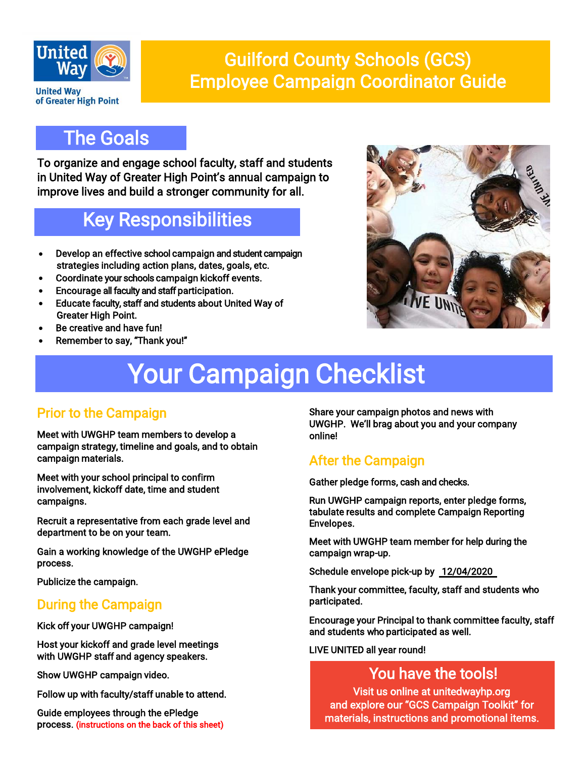United Way of Greater High Point

# Guilford County Schools (GCS) Employee Campaign Coordinator Guide

## The Goals

To organize and engage school faculty, staff and students in United Way of Greater High Point's annual campaign to improve lives and build a stronger community for all.

## Key Responsibilities

- Develop an effective school campaign and student campaign strategies including action plans, dates, goals, etc.
- Coordinate your schools campaign kickoff events.
- Encourage all faculty and staff participation.
- Educate faculty, staff and students about United Way of Greater High Point.
- Be creative and have fun!
- Remember to say, "Thank you!"

# Your Campaign Checklist

### Prior to the Campaign

Meet with UWGHP team members to develop a campaign strategy, timeline and goals, and to obtain campaign materials.

Meet with your school principal to confirm involvement, kickoff date, time and student campaigns.

Recruit a representative from each grade level and department to be on your team.

Gain a working knowledge of the UWGHP ePledge process.

Publicize the campaign.

### During the Campaign

Kick off your UWGHP campaign!

Host your kickoff and grade level meetings with UWGHP staff and agency speakers.

Show UWGHP campaign video.

Follow up with faculty/staff unable to attend.

Guide employees through the ePledge process. (instructions on the back of this sheet)

Share your campaign photos and news with UWGHP. We'll brag about you and your company online!

### After the Campaign

Gather pledge forms, cash and checks.

Run UWGHP campaign reports, enter pledge forms, tabulate results and complete Campaign Reporting Envelopes.

Meet with UWGHP team member for help during the campaign wrap-up.

Schedule envelope pick-up by 12/04/2020

Thank your committee, faculty, staff and students who participated.

Encourage your Principal to thank committee faculty, staff and students who participated as well.

LIVE UNITED all year round!

**You have the tools!**

Visit us online at unitedwayhp.org and explore our "GCS Campaign Toolkit" for materials, instructions and promotional items.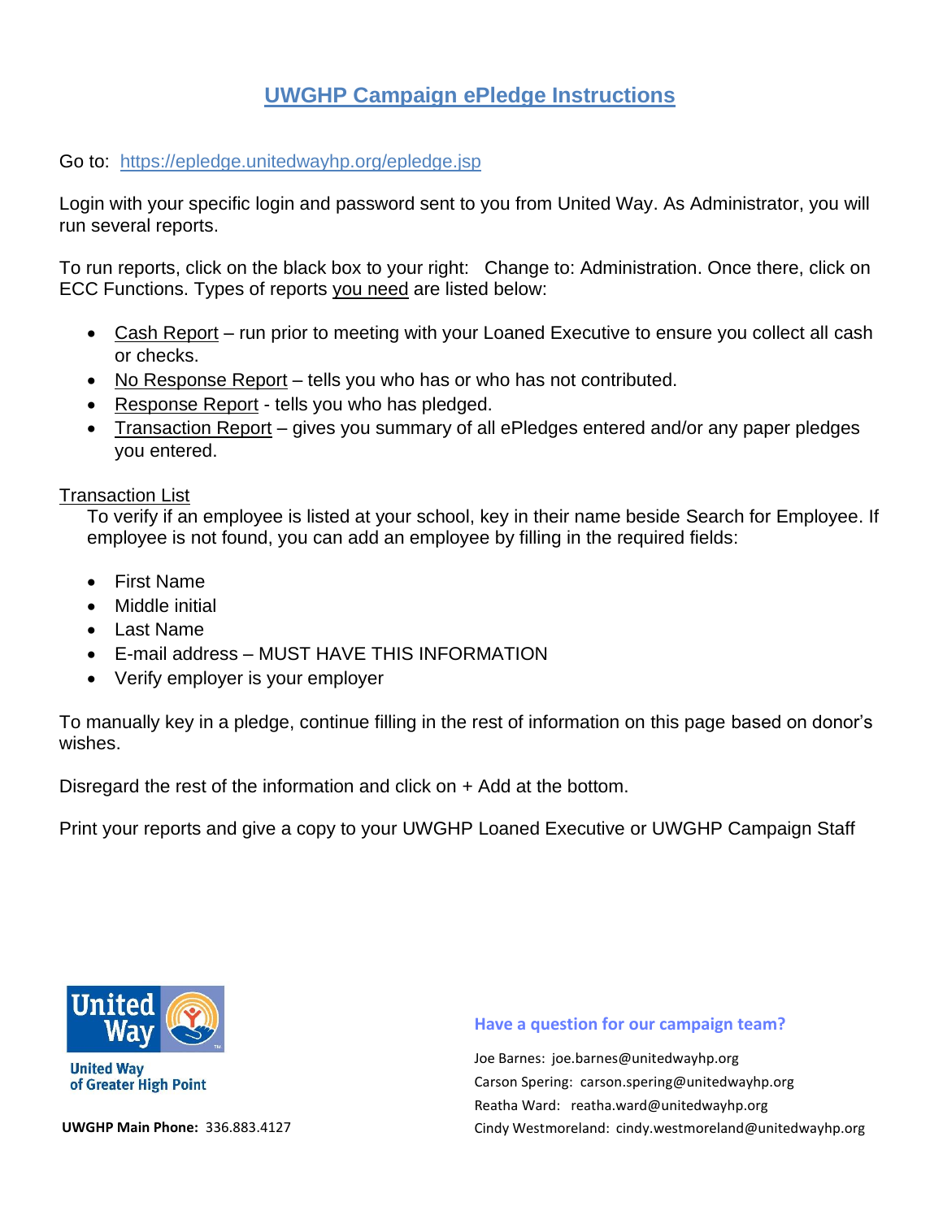# UWGHP Campaign ePledge Instructions

Go to: https://epledge.unitedwayhp.org/epledge.jsp

Login with your specific login and password sent to you from United Way. As Administrator, you will run several reports.

To run reports, click on the black box to your right: Change to: Administration. Once there, click on ECC Functions. Types of reports you need are listed below:

- Cash Report – run prior to meeting with your Loaned Executive to ensure you collect all cash or checks.
- No Response Report – tells you who has or who has not contributed.
- Response Report - tells you who has pledged.
- Transaction Report – gives you summary of all ePledges entered and/or any paper pledges you entered.

Transaction List

To verify if an employee is listed at your school, key in their name beside Search for Employee. If employee is not found, you can add an employee by filling in the required fields:

- First Name
- Middle initial
- Last Name
- E-mail address – MUST HAVE THIS INFORMATION
- Verify employer is your employer

To manually key in a pledge, continue filling in the rest of information on this page based on donor's wishes.

Disregard the rest of the information and click on + Add at the bottom.

Print your reports and give a copy to your UWGHP Loaned Executive or UWGHP Campaign Staff

United Way of Greater High Point

**UWGHP Main Phone:** 336.883.4127

**Have a question for our campaign team?**

Joe Barnes: joe.barnes@unitedwayhp.org
Carson Spering: carson.spering@unitedwayhp.org
Reatha Ward: reatha.ward@unitedwayhp.org
Cindy Westmoreland: cindy.westmoreland@unitedwayhp.org